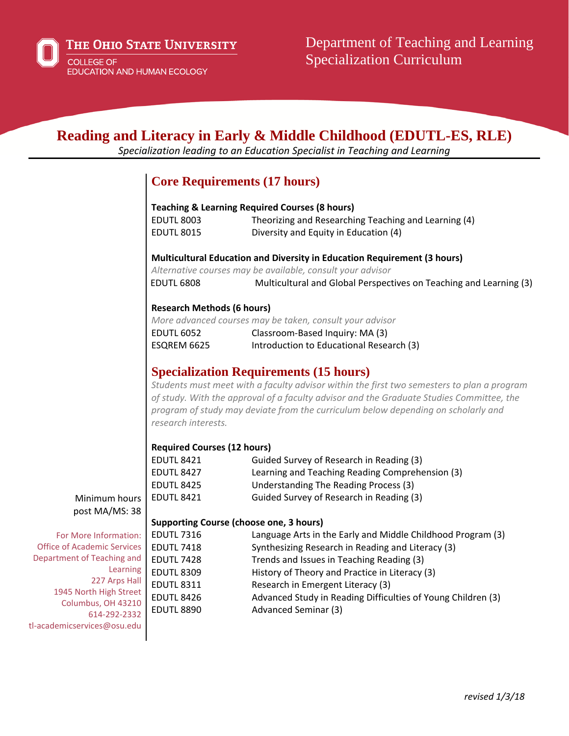The Ohio State University
College of Education and Human Ecology

Department of Teaching and Learning
Specialization Curriculum

# Reading and Literacy in Early & Middle Childhood (EDUTL-ES, RLE)

*Specialization leading to an Education Specialist in Teaching and Learning*

## Core Requirements (17 hours)

**Teaching & Learning Required Courses (8 hours)**

| | |
|---|---|
| EDUTL 8003 | Theorizing and Researching Teaching and Learning (4) |
| EDUTL 8015 | Diversity and Equity in Education (4) |

**Multicultural Education and Diversity in Education Requirement (3 hours)**

*Alternative courses may be available, consult your advisor*

| | |
|---|---|
| EDUTL 6808 | Multicultural and Global Perspectives on Teaching and Learning (3) |

**Research Methods (6 hours)**

*More advanced courses may be taken, consult your advisor*

| | |
|---|---|
| EDUTL 6052 | Classroom-Based Inquiry: MA (3) |
| ESQREM 6625 | Introduction to Educational Research (3) |

## Specialization Requirements (15 hours)

*Students must meet with a faculty advisor within the first two semesters to plan a program of study. With the approval of a faculty advisor and the Graduate Studies Committee, the program of study may deviate from the curriculum below depending on scholarly and research interests.*

**Required Courses (12 hours)**

| | |
|---|---|
| EDUTL 8421 | Guided Survey of Research in Reading (3) |
| EDUTL 8427 | Learning and Teaching Reading Comprehension (3) |
| EDUTL 8425 | Understanding The Reading Process (3) |
| EDUTL 8421 | Guided Survey of Research in Reading (3) |

**Supporting Course (choose one, 3 hours)**

| | |
|---|---|
| EDUTL 7316 | Language Arts in the Early and Middle Childhood Program (3) |
| EDUTL 7418 | Synthesizing Research in Reading and Literacy (3) |
| EDUTL 7428 | Trends and Issues in Teaching Reading (3) |
| EDUTL 8309 | History of Theory and Practice in Literacy (3) |
| EDUTL 8311 | Research in Emergent Literacy (3) |
| EDUTL 8426 | Advanced Study in Reading Difficulties of Young Children (3) |
| EDUTL 8890 | Advanced Seminar (3) |

Minimum hours post MA/MS: 38

For More Information:
Office of Academic Services
Department of Teaching and Learning
227 Arps Hall
1945 North High Street
Columbus, OH 43210
614-292-2332
tl-academicservices@osu.edu

*revised 1/3/18*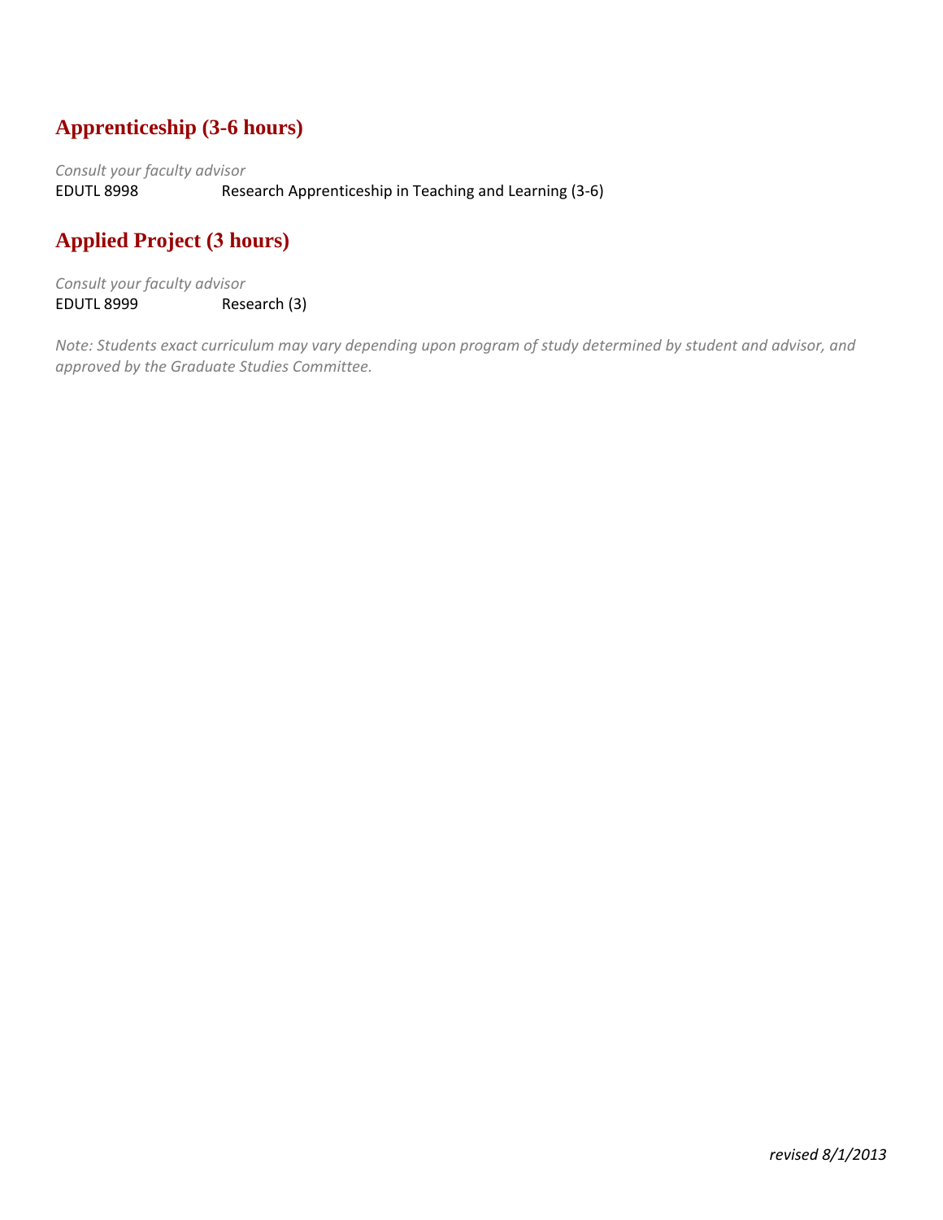## Apprenticeship (3-6 hours)

*Consult your faculty advisor*
EDUTL 8998 Research Apprenticeship in Teaching and Learning (3-6)

## Applied Project (3 hours)

*Consult your faculty advisor*
EDUTL 8999 Research (3)

*Note: Students exact curriculum may vary depending upon program of study determined by student and advisor, and approved by the Graduate Studies Committee.*

*revised 8/1/2013*